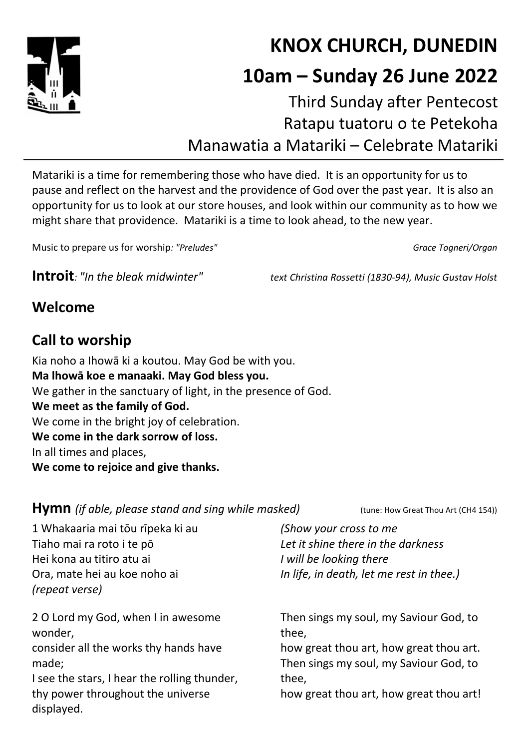# KNOX CHURCH, DUNEDIN

# 10am – Sunday 26 June 2022

Third Sunday after Pentecost
Ratapu tuatoru o te Petekoha
Manawatia a Matariki – Celebrate Matariki

Matariki is a time for remembering those who have died. It is an opportunity for us to pause and reflect on the harvest and the providence of God over the past year. It is also an opportunity for us to look at our store houses, and look within our community as to how we might share that providence. Matariki is a time to look ahead, to the new year.

Music to prepare us for worship*: "Preludes"* *Grace Togneri/Organ*

**Introit***: "In the bleak midwinter"* *text Christina Rossetti (1830-94), Music Gustav Holst*

## Welcome

## Call to worship

Kia noho a Ihowā ki a koutou. May God be with you.
**Ma lhowā koe e manaaki. May God bless you.**
We gather in the sanctuary of light, in the presence of God.
**We meet as the family of God.**
We come in the bright joy of celebration.
**We come in the dark sorrow of loss.**
In all times and places,
**We come to rejoice and give thanks.**

**Hymn** *(if able, please stand and sing while masked)* (tune: How Great Thou Art (CH4 154))

1 Whakaaria mai tōu rīpeka ki au
Tiaho mai ra roto i te pō
Hei kona au titiro atu ai
Ora, mate hei au koe noho ai
*(repeat verse)*

*(Show your cross to me*
*Let it shine there in the darkness*
*I will be looking there*
*In life, in death, let me rest in thee.)*

2 O Lord my God, when I in awesome wonder,
consider all the works thy hands have made;
I see the stars, I hear the rolling thunder,
thy power throughout the universe displayed.

Then sings my soul, my Saviour God, to thee,
how great thou art, how great thou art.
Then sings my soul, my Saviour God, to thee,
how great thou art, how great thou art!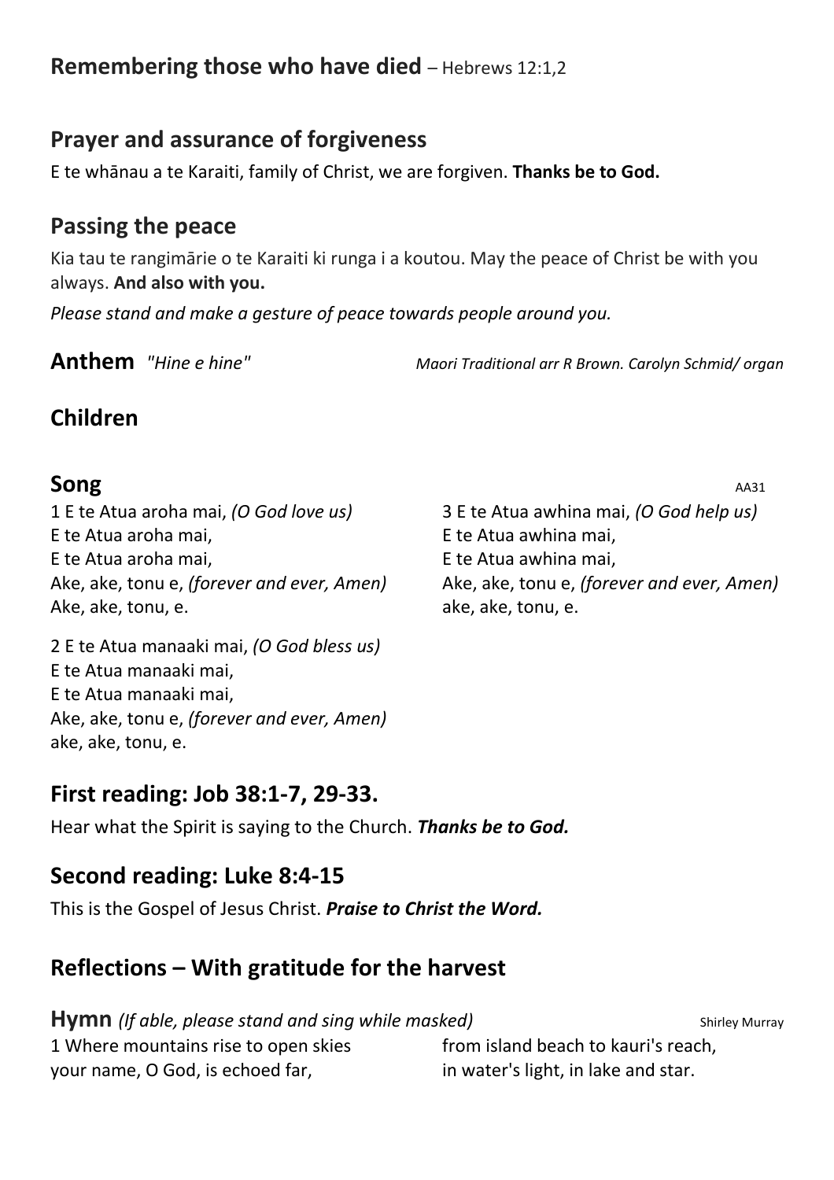## **Remembering those who have died** – Hebrews 12:1,2

## Prayer and assurance of forgiveness

E te whānau a te Karaiti, family of Christ, we are forgiven. **Thanks be to God.**

## Passing the peace

Kia tau te rangimārie o te Karaiti ki runga i a koutou. May the peace of Christ be with you always. **And also with you.**

*Please stand and make a gesture of peace towards people around you.*

**Anthem** *"Hine e hine"* *Maori Traditional arr R Brown. Carolyn Schmid/ organ*

## Children

**Song** AA31

1 E te Atua aroha mai, *(O God love us)*
E te Atua aroha mai,
E te Atua aroha mai,
Ake, ake, tonu e, *(forever and ever, Amen)*
Ake, ake, tonu, e.

2 E te Atua manaaki mai, *(O God bless us)*
E te Atua manaaki mai,
E te Atua manaaki mai,
Ake, ake, tonu e, *(forever and ever, Amen)*
ake, ake, tonu, e.

3 E te Atua awhina mai, *(O God help us)*
E te Atua awhina mai,
E te Atua awhina mai,
Ake, ake, tonu e, *(forever and ever, Amen)*
ake, ake, tonu, e.

## First reading: Job 38:1-7, 29-33.

Hear what the Spirit is saying to the Church. ***Thanks be to God.***

## Second reading: Luke 8:4-15

This is the Gospel of Jesus Christ. ***Praise to Christ the Word.***

## Reflections – With gratitude for the harvest

**Hymn** *(If able, please stand and sing while masked)* Shirley Murray

1 Where mountains rise to open skies
your name, O God, is echoed far,
from island beach to kauri's reach,
in water's light, in lake and star.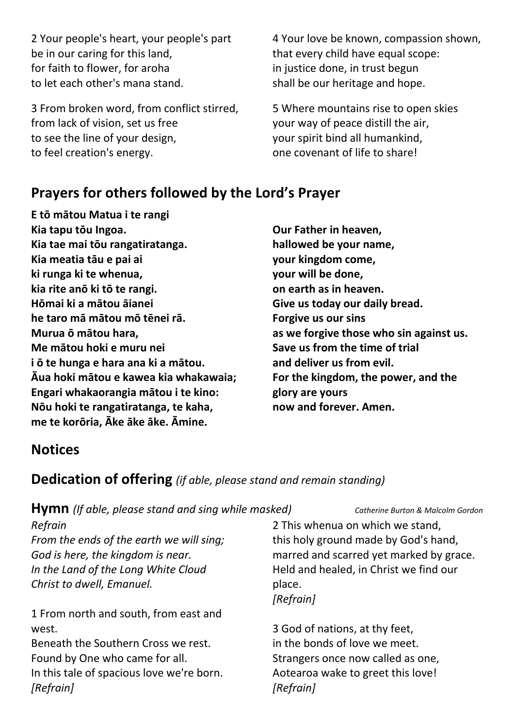2 Your people's heart, your people's part
be in our caring for this land,
for faith to flower, for aroha
to let each other's mana stand.

3 From broken word, from conflict stirred,
from lack of vision, set us free
to see the line of your design,
to feel creation's energy.

4 Your love be known, compassion shown,
that every child have equal scope:
in justice done, in trust begun
shall be our heritage and hope.

5 Where mountains rise to open skies
your way of peace distill the air,
your spirit bind all humankind,
one covenant of life to share!

## Prayers for others followed by the Lord's Prayer

**E tō mātou Matua i te rangi**
**Kia tapu tōu Ingoa.**
**Kia tae mai tōu rangatiratanga.**
**Kia meatia tāu e pai ai**
**ki runga ki te whenua,**
**kia rite anō ki tō te rangi.**
**Hōmai ki a mātou āianei**
**he taro mā mātou mō tēnei rā.**
**Murua ō mātou hara,**
**Me mātou hoki e muru nei**
**i ō te hunga e hara ana ki a mātou.**
**Āua hoki mātou e kawea kia whakawaia;**
**Engari whakaorangia mātou i te kino:**
**Nōu hoki te rangatiratanga, te kaha,**
**me te korōria, Āke āke āke. Āmine.**

**Our Father in heaven,**
**hallowed be your name,**
**your kingdom come,**
**your will be done,**
**on earth as in heaven.**
**Give us today our daily bread.**
**Forgive us our sins**
**as we forgive those who sin against us.**
**Save us from the time of trial**
**and deliver us from evil.**
**For the kingdom, the power, and the glory are yours**
**now and forever. Amen.**

## Notices

## Dedication of offering *(if able, please stand and remain standing)*

## Hymn *(If able, please stand and sing while masked)*

*Catherine Burton & Malcolm Gordon*

*Refrain*
*From the ends of the earth we will sing;*
*God is here, the kingdom is near.*
*In the Land of the Long White Cloud*
*Christ to dwell, Emanuel.*

1 From north and south, from east and west.
Beneath the Southern Cross we rest.
Found by One who came for all.
In this tale of spacious love we're born.
*[Refrain]*

2 This whenua on which we stand,
this holy ground made by God's hand,
marred and scarred yet marked by grace.
Held and healed, in Christ we find our place.
*[Refrain]*

3 God of nations, at thy feet,
in the bonds of love we meet.
Strangers once now called as one,
Aotearoa wake to greet this love!
*[Refrain]*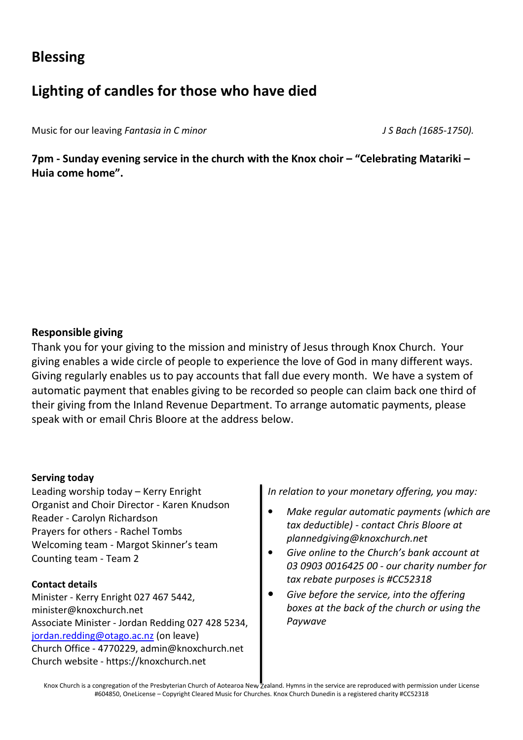## Blessing

## Lighting of candles for those who have died

Music for our leaving *Fantasia in C minor* *J S Bach (1685-1750).*

**7pm - Sunday evening service in the church with the Knox choir – "Celebrating Matariki – Huia come home".**

**Responsible giving**

Thank you for your giving to the mission and ministry of Jesus through Knox Church. Your giving enables a wide circle of people to experience the love of God in many different ways. Giving regularly enables us to pay accounts that fall due every month. We have a system of automatic payment that enables giving to be recorded so people can claim back one third of their giving from the Inland Revenue Department. To arrange automatic payments, please speak with or email Chris Bloore at the address below.

**Serving today**

Leading worship today – Kerry Enright
Organist and Choir Director - Karen Knudson
Reader - Carolyn Richardson
Prayers for others - Rachel Tombs
Welcoming team - Margot Skinner's team
Counting team - Team 2

**Contact details**

Minister - Kerry Enright 027 467 5442, minister@knoxchurch.net
Associate Minister - Jordan Redding 027 428 5234, jordan.redding@otago.ac.nz (on leave)
Church Office - 4770229, admin@knoxchurch.net
Church website - https://knoxchurch.net

*In relation to your monetary offering, you may:*

- *Make regular automatic payments (which are tax deductible) - contact Chris Bloore at plannedgiving@knoxchurch.net*
- *Give online to the Church's bank account at 03 0903 0016425 00 - our charity number for tax rebate purposes is #CC52318*
- *Give before the service, into the offering boxes at the back of the church or using the Paywave*

Knox Church is a congregation of the Presbyterian Church of Aotearoa New Zealand. Hymns in the service are reproduced with permission under License #604850, OneLicense – Copyright Cleared Music for Churches. Knox Church Dunedin is a registered charity #CC52318